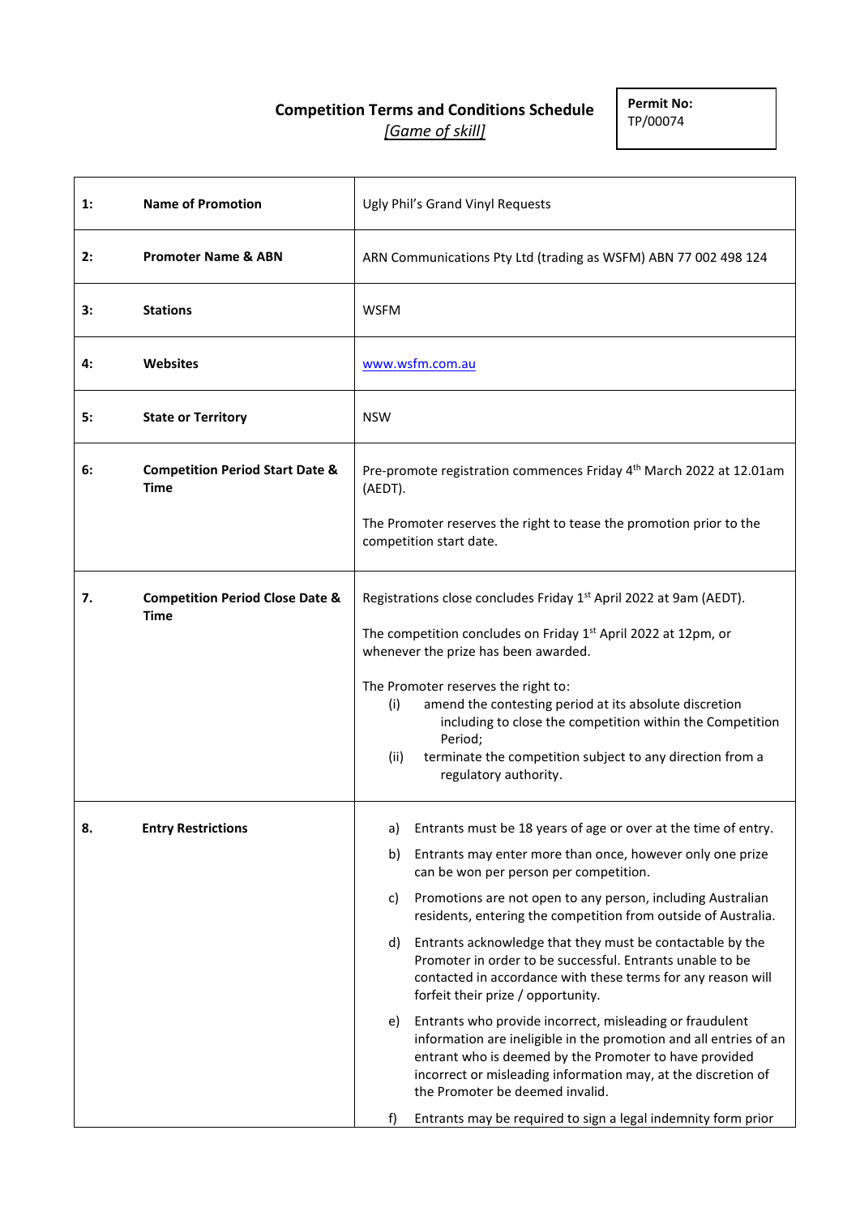**Competition Terms and Conditions Schedule**
*[Game of skill]*

**Permit No:**
TP/00074

| | | |
|---|---|---|
| **1:** | **Name of Promotion** | Ugly Phil's Grand Vinyl Requests |
| **2:** | **Promoter Name & ABN** | ARN Communications Pty Ltd (trading as WSFM) ABN 77 002 498 124 |
| **3:** | **Stations** | WSFM |
| **4:** | **Websites** | [www.wsfm.com.au](http://www.wsfm.com.au) |
| **5:** | **State or Territory** | NSW |
| **6:** | **Competition Period Start Date & Time** | Pre-promote registration commences Friday 4th March 2022 at 12.01am (AEDT).<br><br>The Promoter reserves the right to tease the promotion prior to the competition start date. |
| **7.** | **Competition Period Close Date & Time** | Registrations close concludes Friday 1st April 2022 at 9am (AEDT).<br><br>The competition concludes on Friday 1st April 2022 at 12pm, or whenever the prize has been awarded.<br><br>The Promoter reserves the right to:<br>(i) amend the contesting period at its absolute discretion including to close the competition within the Competition Period;<br>(ii) terminate the competition subject to any direction from a regulatory authority. |
| **8.** | **Entry Restrictions** | a) Entrants must be 18 years of age or over at the time of entry.<br>b) Entrants may enter more than once, however only one prize can be won per person per competition.<br>c) Promotions are not open to any person, including Australian residents, entering the competition from outside of Australia.<br>d) Entrants acknowledge that they must be contactable by the Promoter in order to be successful. Entrants unable to be contacted in accordance with these terms for any reason will forfeit their prize / opportunity.<br>e) Entrants who provide incorrect, misleading or fraudulent information are ineligible in the promotion and all entries of an entrant who is deemed by the Promoter to have provided incorrect or misleading information may, at the discretion of the Promoter be deemed invalid.<br>f) Entrants may be required to sign a legal indemnity form prior |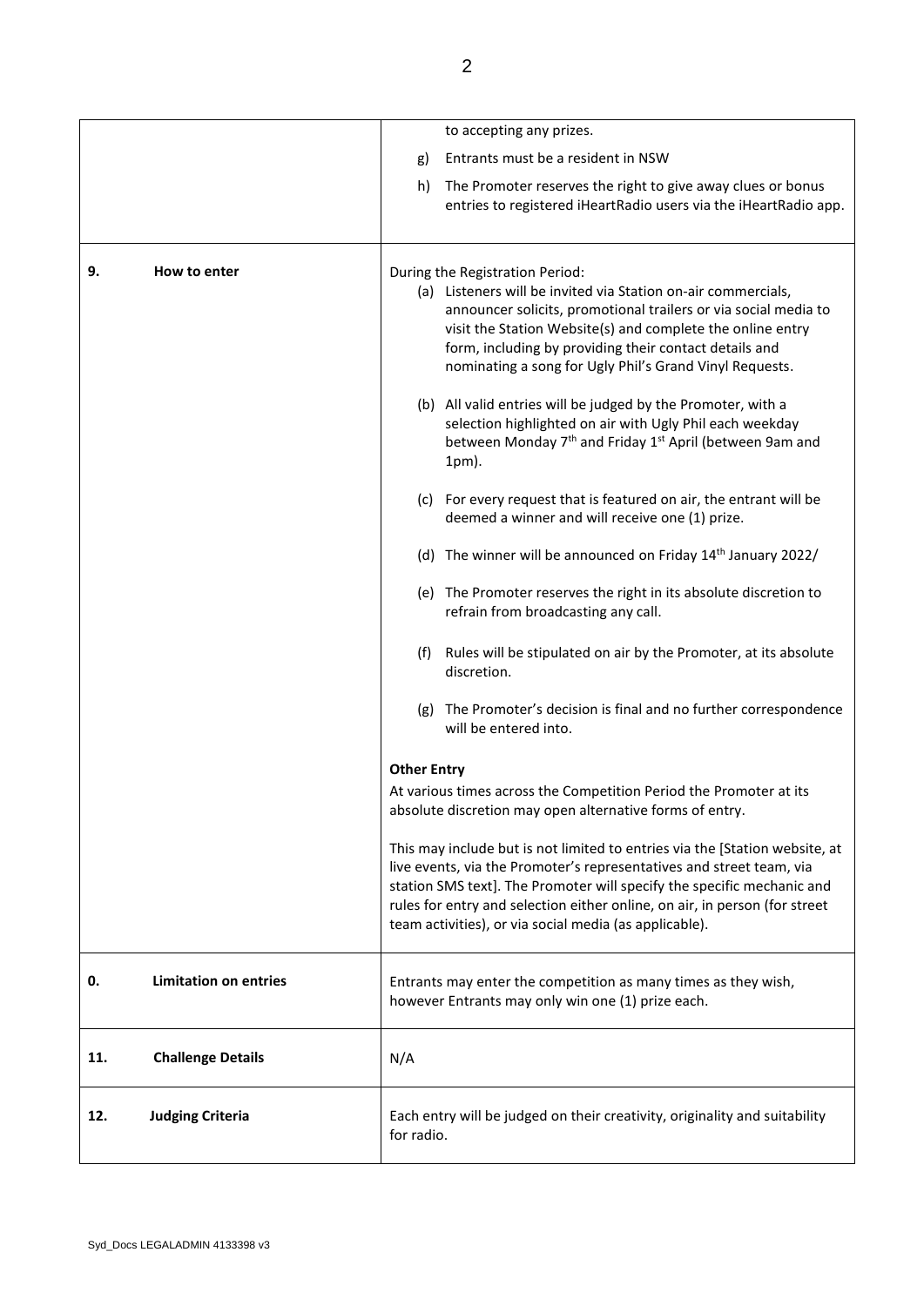| | |
|---|---|
| | to accepting any prizes.<br>g) Entrants must be a resident in NSW<br>h) The Promoter reserves the right to give away clues or bonus entries to registered iHeartRadio users via the iHeartRadio app. |
| **9. How to enter** | During the Registration Period:<br>(a) Listeners will be invited via Station on-air commercials, announcer solicits, promotional trailers or via social media to visit the Station Website(s) and complete the online entry form, including by providing their contact details and nominating a song for Ugly Phil's Grand Vinyl Requests.<br>(b) All valid entries will be judged by the Promoter, with a selection highlighted on air with Ugly Phil each weekday between Monday 7th and Friday 1st April (between 9am and 1pm).<br>(c) For every request that is featured on air, the entrant will be deemed a winner and will receive one (1) prize.<br>(d) The winner will be announced on Friday 14th January 2022/<br>(e) The Promoter reserves the right in its absolute discretion to refrain from broadcasting any call.<br>(f) Rules will be stipulated on air by the Promoter, at its absolute discretion.<br>(g) The Promoter's decision is final and no further correspondence will be entered into.<br>**Other Entry**<br>At various times across the Competition Period the Promoter at its absolute discretion may open alternative forms of entry.<br>This may include but is not limited to entries via the [Station website, at live events, via the Promoter's representatives and street team, via station SMS text]. The Promoter will specify the specific mechanic and rules for entry and selection either online, on air, in person (for street team activities), or via social media (as applicable). |
| **0. Limitation on entries** | Entrants may enter the competition as many times as they wish, however Entrants may only win one (1) prize each. |
| **11. Challenge Details** | N/A |
| **12. Judging Criteria** | Each entry will be judged on their creativity, originality and suitability for radio. |

Syd_Docs LEGALADMIN 4133398 v3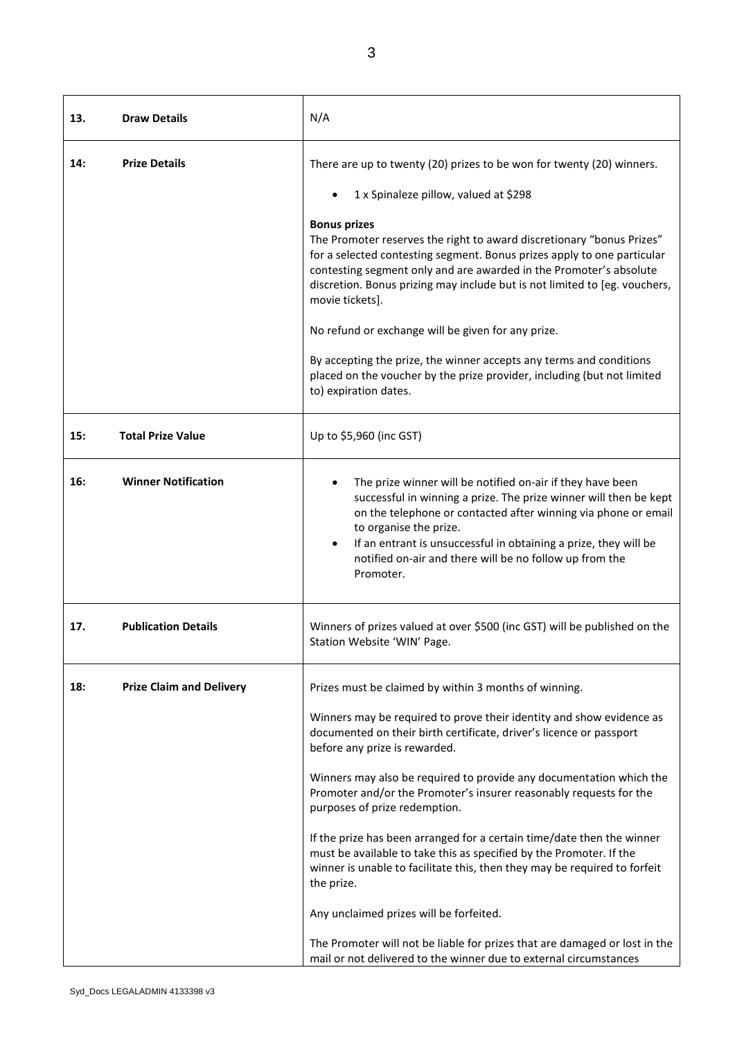| | |
|---|---|
| **13. Draw Details** | N/A |
| **14: Prize Details** | There are up to twenty (20) prizes to be won for twenty (20) winners.<br><br>• 1 x Spinaleze pillow, valued at $298<br><br>**Bonus prizes**<br>The Promoter reserves the right to award discretionary "bonus Prizes" for a selected contesting segment. Bonus prizes apply to one particular contesting segment only and are awarded in the Promoter's absolute discretion. Bonus prizing may include but is not limited to [eg. vouchers, movie tickets].<br><br>No refund or exchange will be given for any prize.<br><br>By accepting the prize, the winner accepts any terms and conditions placed on the voucher by the prize provider, including (but not limited to) expiration dates. |
| **15: Total Prize Value** | Up to $5,960 (inc GST) |
| **16: Winner Notification** | • The prize winner will be notified on-air if they have been successful in winning a prize. The prize winner will then be kept on the telephone or contacted after winning via phone or email to organise the prize.<br>• If an entrant is unsuccessful in obtaining a prize, they will be notified on-air and there will be no follow up from the Promoter. |
| **17. Publication Details** | Winners of prizes valued at over $500 (inc GST) will be published on the Station Website 'WIN' Page. |
| **18: Prize Claim and Delivery** | Prizes must be claimed by within 3 months of winning.<br><br>Winners may be required to prove their identity and show evidence as documented on their birth certificate, driver's licence or passport before any prize is rewarded.<br><br>Winners may also be required to provide any documentation which the Promoter and/or the Promoter's insurer reasonably requests for the purposes of prize redemption.<br><br>If the prize has been arranged for a certain time/date then the winner must be available to take this as specified by the Promoter. If the winner is unable to facilitate this, then they may be required to forfeit the prize.<br><br>Any unclaimed prizes will be forfeited.<br><br>The Promoter will not be liable for prizes that are damaged or lost in the mail or not delivered to the winner due to external circumstances |

Syd_Docs LEGALADMIN 4133398 v3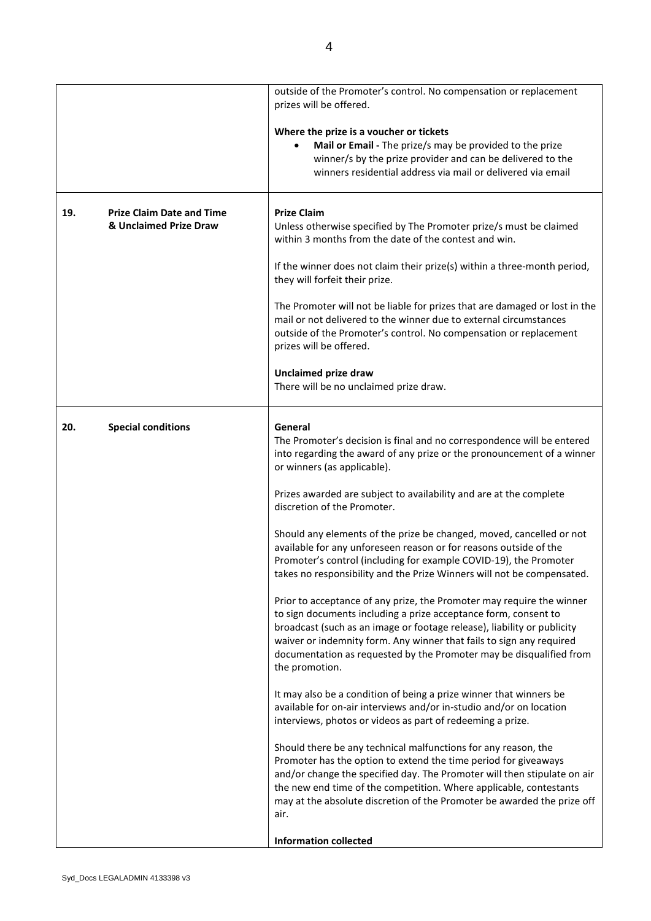| | | |
|---|---|---|
| | | outside of the Promoter's control. No compensation or replacement prizes will be offered.<br><br>**Where the prize is a voucher or tickets**<br>• **Mail or Email -** The prize/s may be provided to the prize winner/s by the prize provider and can be delivered to the winners residential address via mail or delivered via email |
| **19.** | **Prize Claim Date and Time & Unclaimed Prize Draw** | **Prize Claim**<br>Unless otherwise specified by The Promoter prize/s must be claimed within 3 months from the date of the contest and win.<br><br>If the winner does not claim their prize(s) within a three-month period, they will forfeit their prize.<br><br>The Promoter will not be liable for prizes that are damaged or lost in the mail or not delivered to the winner due to external circumstances outside of the Promoter's control. No compensation or replacement prizes will be offered.<br><br>**Unclaimed prize draw**<br>There will be no unclaimed prize draw. |
| **20.** | **Special conditions** | **General**<br>The Promoter's decision is final and no correspondence will be entered into regarding the award of any prize or the pronouncement of a winner or winners (as applicable).<br><br>Prizes awarded are subject to availability and are at the complete discretion of the Promoter.<br><br>Should any elements of the prize be changed, moved, cancelled or not available for any unforeseen reason or for reasons outside of the Promoter's control (including for example COVID-19), the Promoter takes no responsibility and the Prize Winners will not be compensated.<br><br>Prior to acceptance of any prize, the Promoter may require the winner to sign documents including a prize acceptance form, consent to broadcast (such as an image or footage release), liability or publicity waiver or indemnity form. Any winner that fails to sign any required documentation as requested by the Promoter may be disqualified from the promotion.<br><br>It may also be a condition of being a prize winner that winners be available for on-air interviews and/or in-studio and/or on location interviews, photos or videos as part of redeeming a prize.<br><br>Should there be any technical malfunctions for any reason, the Promoter has the option to extend the time period for giveaways and/or change the specified day. The Promoter will then stipulate on air the new end time of the competition. Where applicable, contestants may at the absolute discretion of the Promoter be awarded the prize off air.<br><br>**Information collected** |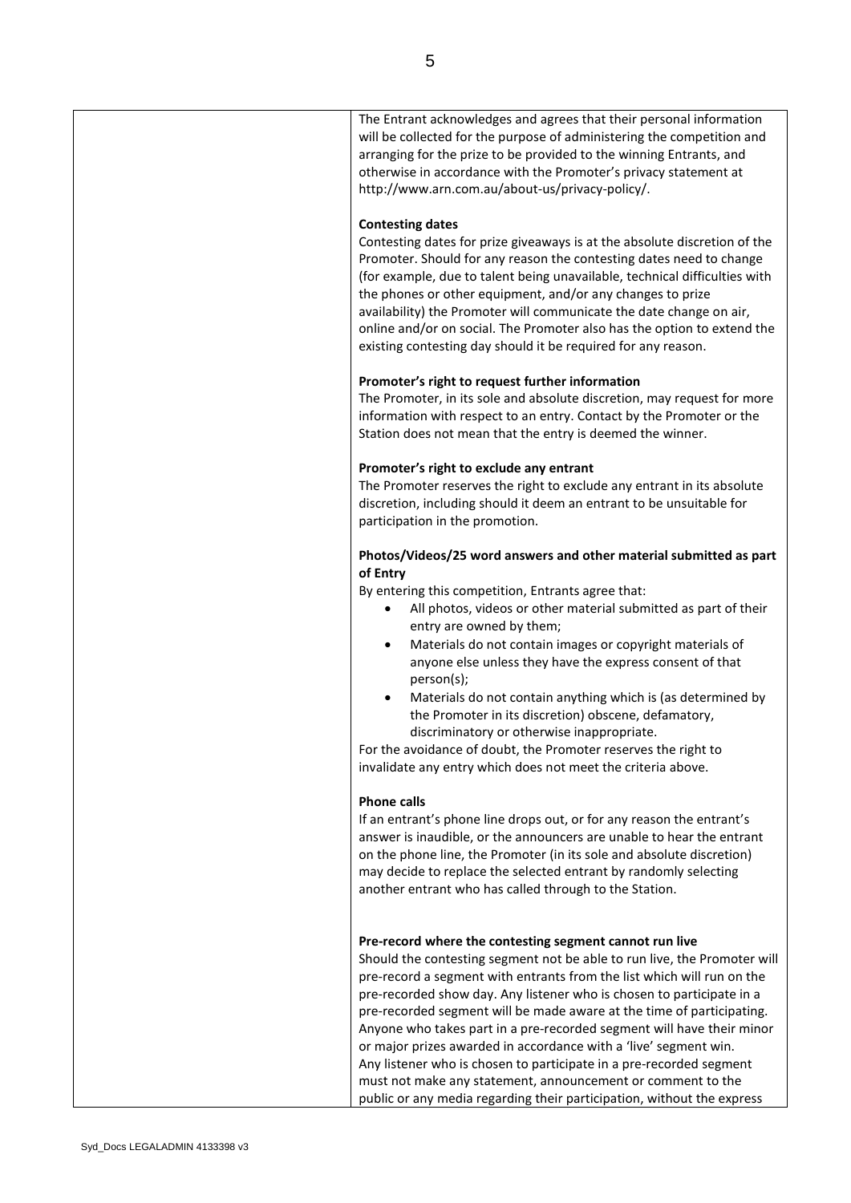| | |
|---|---|
| | The Entrant acknowledges and agrees that their personal information will be collected for the purpose of administering the competition and arranging for the prize to be provided to the winning Entrants, and otherwise in accordance with the Promoter's privacy statement at http://www.arn.com.au/about-us/privacy-policy/.<br><br>**Contesting dates**<br>Contesting dates for prize giveaways is at the absolute discretion of the Promoter. Should for any reason the contesting dates need to change (for example, due to talent being unavailable, technical difficulties with the phones or other equipment, and/or any changes to prize availability) the Promoter will communicate the date change on air, online and/or on social. The Promoter also has the option to extend the existing contesting day should it be required for any reason.<br><br>**Promoter's right to request further information**<br>The Promoter, in its sole and absolute discretion, may request for more information with respect to an entry. Contact by the Promoter or the Station does not mean that the entry is deemed the winner.<br><br>**Promoter's right to exclude any entrant**<br>The Promoter reserves the right to exclude any entrant in its absolute discretion, including should it deem an entrant to be unsuitable for participation in the promotion.<br><br>**Photos/Videos/25 word answers and other material submitted as part of Entry**<br>By entering this competition, Entrants agree that:<br>• All photos, videos or other material submitted as part of their entry are owned by them;<br>• Materials do not contain images or copyright materials of anyone else unless they have the express consent of that person(s);<br>• Materials do not contain anything which is (as determined by the Promoter in its discretion) obscene, defamatory, discriminatory or otherwise inappropriate.<br>For the avoidance of doubt, the Promoter reserves the right to invalidate any entry which does not meet the criteria above.<br><br>**Phone calls**<br>If an entrant's phone line drops out, or for any reason the entrant's answer is inaudible, or the announcers are unable to hear the entrant on the phone line, the Promoter (in its sole and absolute discretion) may decide to replace the selected entrant by randomly selecting another entrant who has called through to the Station.<br><br>**Pre-record where the contesting segment cannot run live**<br>Should the contesting segment not be able to run live, the Promoter will pre-record a segment with entrants from the list which will run on the pre-recorded show day. Any listener who is chosen to participate in a pre-recorded segment will be made aware at the time of participating. Anyone who takes part in a pre-recorded segment will have their minor or major prizes awarded in accordance with a 'live' segment win. Any listener who is chosen to participate in a pre-recorded segment must not make any statement, announcement or comment to the public or any media regarding their participation, without the express |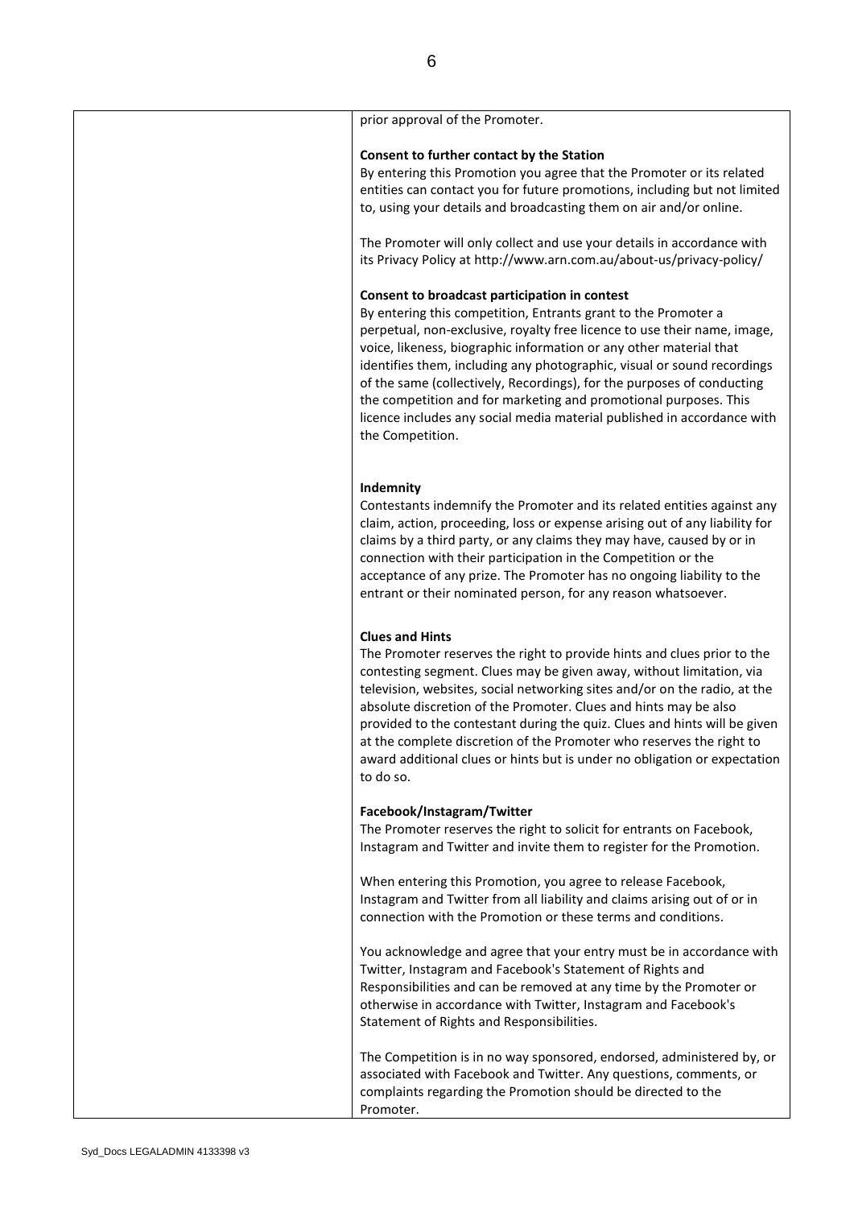| | |
|---|---|
| | prior approval of the Promoter.<br><br>**Consent to further contact by the Station**<br>By entering this Promotion you agree that the Promoter or its related entities can contact you for future promotions, including but not limited to, using your details and broadcasting them on air and/or online.<br><br>The Promoter will only collect and use your details in accordance with its Privacy Policy at http://www.arn.com.au/about-us/privacy-policy/<br><br>**Consent to broadcast participation in contest**<br>By entering this competition, Entrants grant to the Promoter a perpetual, non-exclusive, royalty free licence to use their name, image, voice, likeness, biographic information or any other material that identifies them, including any photographic, visual or sound recordings of the same (collectively, Recordings), for the purposes of conducting the competition and for marketing and promotional purposes. This licence includes any social media material published in accordance with the Competition.<br><br>**Indemnity**<br>Contestants indemnify the Promoter and its related entities against any claim, action, proceeding, loss or expense arising out of any liability for claims by a third party, or any claims they may have, caused by or in connection with their participation in the Competition or the acceptance of any prize. The Promoter has no ongoing liability to the entrant or their nominated person, for any reason whatsoever.<br><br>**Clues and Hints**<br>The Promoter reserves the right to provide hints and clues prior to the contesting segment. Clues may be given away, without limitation, via television, websites, social networking sites and/or on the radio, at the absolute discretion of the Promoter. Clues and hints may be also provided to the contestant during the quiz. Clues and hints will be given at the complete discretion of the Promoter who reserves the right to award additional clues or hints but is under no obligation or expectation to do so.<br><br>**Facebook/Instagram/Twitter**<br>The Promoter reserves the right to solicit for entrants on Facebook, Instagram and Twitter and invite them to register for the Promotion.<br><br>When entering this Promotion, you agree to release Facebook, Instagram and Twitter from all liability and claims arising out of or in connection with the Promotion or these terms and conditions.<br><br>You acknowledge and agree that your entry must be in accordance with Twitter, Instagram and Facebook's Statement of Rights and Responsibilities and can be removed at any time by the Promoter or otherwise in accordance with Twitter, Instagram and Facebook's Statement of Rights and Responsibilities.<br><br>The Competition is in no way sponsored, endorsed, administered by, or associated with Facebook and Twitter. Any questions, comments, or complaints regarding the Promotion should be directed to the Promoter. |

Syd_Docs LEGALADMIN 4133398 v3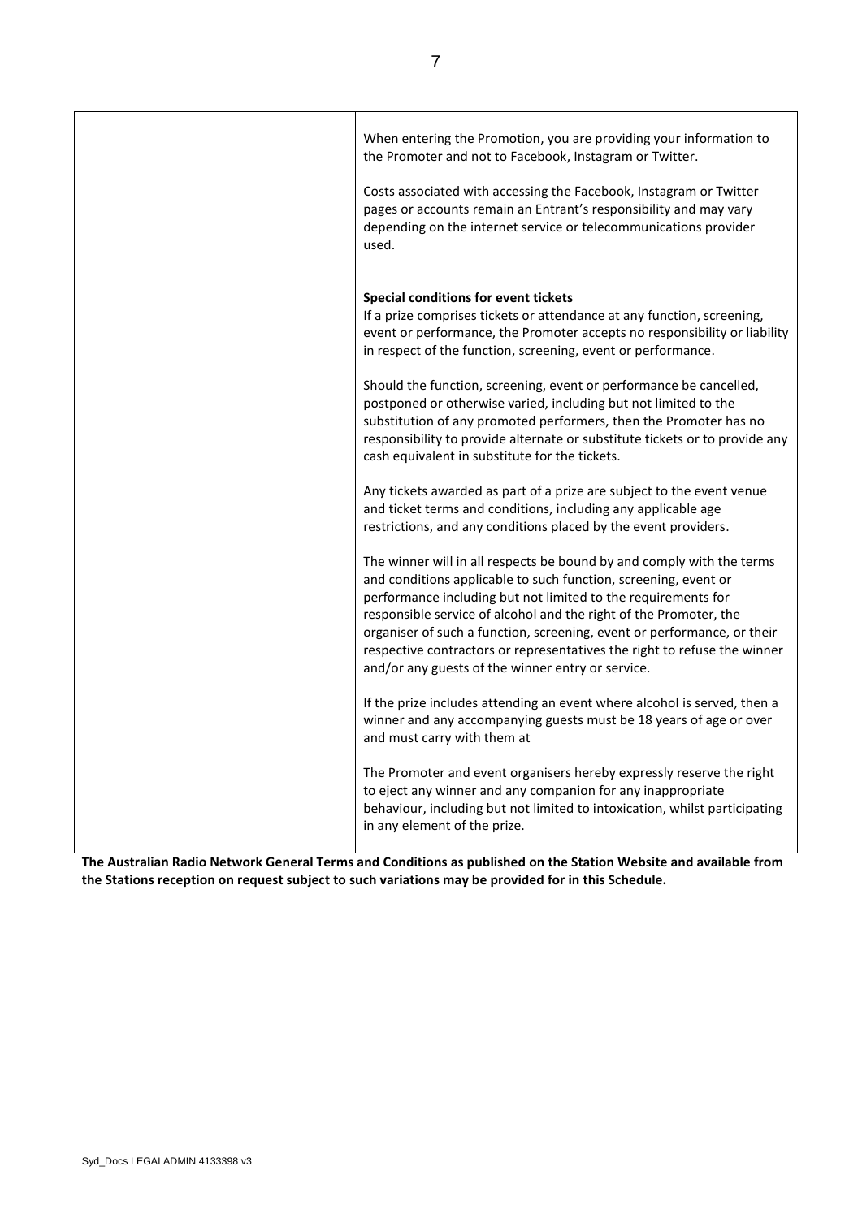| | |
|---|---|
| | When entering the Promotion, you are providing your information to the Promoter and not to Facebook, Instagram or Twitter.<br><br>Costs associated with accessing the Facebook, Instagram or Twitter pages or accounts remain an Entrant's responsibility and may vary depending on the internet service or telecommunications provider used.<br><br>**Special conditions for event tickets**<br>If a prize comprises tickets or attendance at any function, screening, event or performance, the Promoter accepts no responsibility or liability in respect of the function, screening, event or performance.<br><br>Should the function, screening, event or performance be cancelled, postponed or otherwise varied, including but not limited to the substitution of any promoted performers, then the Promoter has no responsibility to provide alternate or substitute tickets or to provide any cash equivalent in substitute for the tickets.<br><br>Any tickets awarded as part of a prize are subject to the event venue and ticket terms and conditions, including any applicable age restrictions, and any conditions placed by the event providers.<br><br>The winner will in all respects be bound by and comply with the terms and conditions applicable to such function, screening, event or performance including but not limited to the requirements for responsible service of alcohol and the right of the Promoter, the organiser of such a function, screening, event or performance, or their respective contractors or representatives the right to refuse the winner and/or any guests of the winner entry or service.<br><br>If the prize includes attending an event where alcohol is served, then a winner and any accompanying guests must be 18 years of age or over and must carry with them at<br><br>The Promoter and event organisers hereby expressly reserve the right to eject any winner and any companion for any inappropriate behaviour, including but not limited to intoxication, whilst participating in any element of the prize. |

**The Australian Radio Network General Terms and Conditions as published on the Station Website and available from the Stations reception on request subject to such variations may be provided for in this Schedule.**

Syd_Docs LEGALADMIN 4133398 v3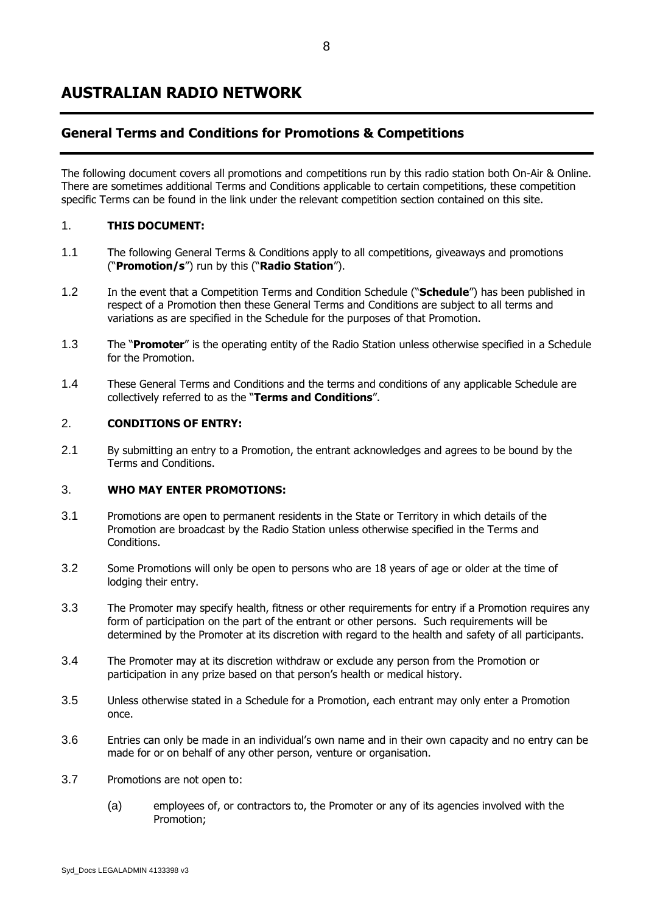# AUSTRALIAN RADIO NETWORK

## General Terms and Conditions for Promotions & Competitions

The following document covers all promotions and competitions run by this radio station both On-Air & Online. There are sometimes additional Terms and Conditions applicable to certain competitions, these competition specific Terms can be found in the link under the relevant competition section contained on this site.

1. **THIS DOCUMENT:**

1.1 The following General Terms & Conditions apply to all competitions, giveaways and promotions ("**Promotion/s**") run by this ("**Radio Station**").

1.2 In the event that a Competition Terms and Condition Schedule ("**Schedule**") has been published in respect of a Promotion then these General Terms and Conditions are subject to all terms and variations as are specified in the Schedule for the purposes of that Promotion.

1.3 The "**Promoter**" is the operating entity of the Radio Station unless otherwise specified in a Schedule for the Promotion.

1.4 These General Terms and Conditions and the terms and conditions of any applicable Schedule are collectively referred to as the "**Terms and Conditions**".

2. **CONDITIONS OF ENTRY:**

2.1 By submitting an entry to a Promotion, the entrant acknowledges and agrees to be bound by the Terms and Conditions.

3. **WHO MAY ENTER PROMOTIONS:**

3.1 Promotions are open to permanent residents in the State or Territory in which details of the Promotion are broadcast by the Radio Station unless otherwise specified in the Terms and Conditions.

3.2 Some Promotions will only be open to persons who are 18 years of age or older at the time of lodging their entry.

3.3 The Promoter may specify health, fitness or other requirements for entry if a Promotion requires any form of participation on the part of the entrant or other persons. Such requirements will be determined by the Promoter at its discretion with regard to the health and safety of all participants.

3.4 The Promoter may at its discretion withdraw or exclude any person from the Promotion or participation in any prize based on that person's health or medical history.

3.5 Unless otherwise stated in a Schedule for a Promotion, each entrant may only enter a Promotion once.

3.6 Entries can only be made in an individual's own name and in their own capacity and no entry can be made for or on behalf of any other person, venture or organisation.

3.7 Promotions are not open to:

(a) employees of, or contractors to, the Promoter or any of its agencies involved with the Promotion;

Syd_Docs LEGALADMIN 4133398 v3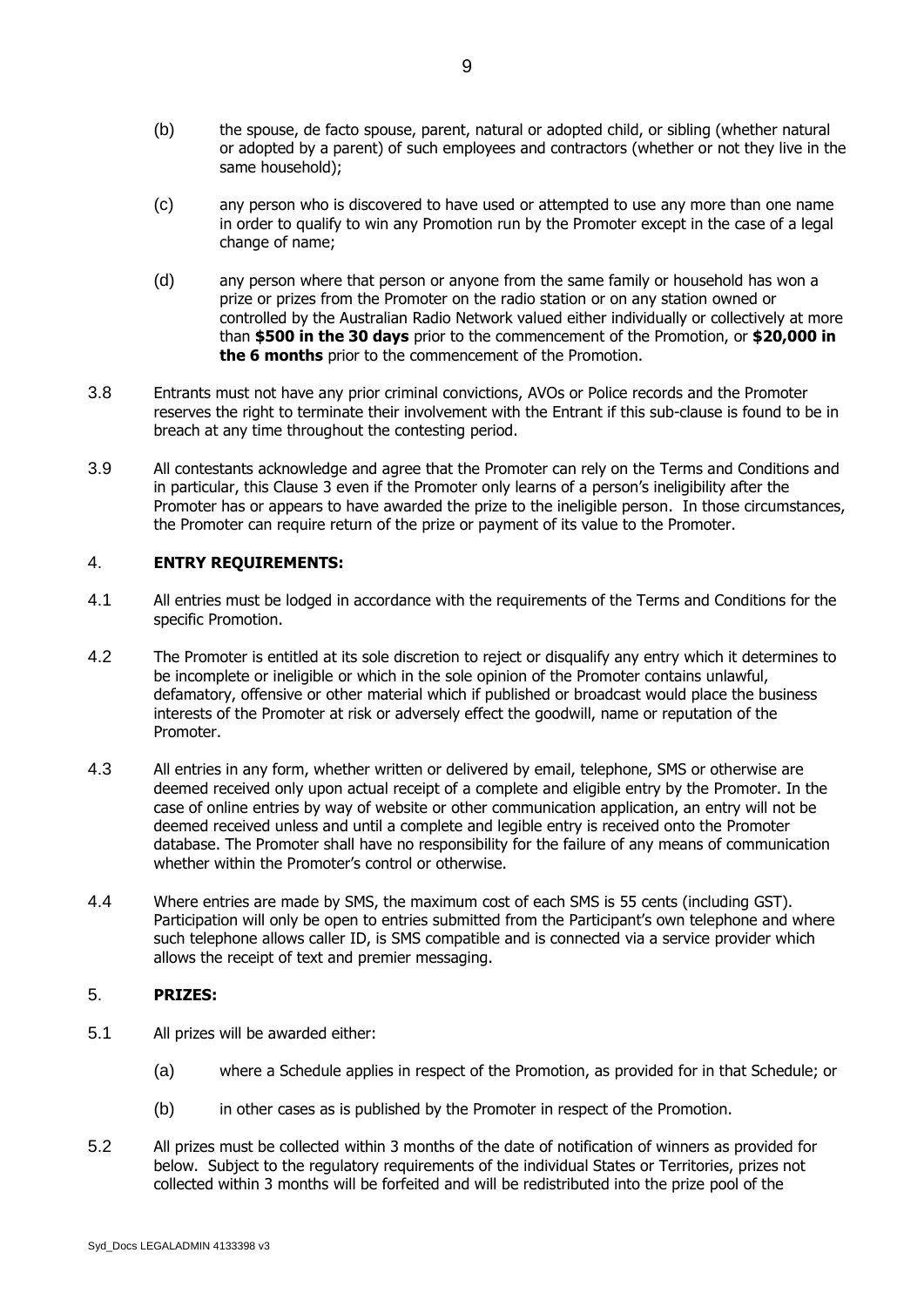(b) the spouse, de facto spouse, parent, natural or adopted child, or sibling (whether natural or adopted by a parent) of such employees and contractors (whether or not they live in the same household);

(c) any person who is discovered to have used or attempted to use any more than one name in order to qualify to win any Promotion run by the Promoter except in the case of a legal change of name;

(d) any person where that person or anyone from the same family or household has won a prize or prizes from the Promoter on the radio station or on any station owned or controlled by the Australian Radio Network valued either individually or collectively at more than **$500 in the 30 days** prior to the commencement of the Promotion, or **$20,000 in the 6 months** prior to the commencement of the Promotion.

3.8 Entrants must not have any prior criminal convictions, AVOs or Police records and the Promoter reserves the right to terminate their involvement with the Entrant if this sub-clause is found to be in breach at any time throughout the contesting period.

3.9 All contestants acknowledge and agree that the Promoter can rely on the Terms and Conditions and in particular, this Clause 3 even if the Promoter only learns of a person's ineligibility after the Promoter has or appears to have awarded the prize to the ineligible person. In those circumstances, the Promoter can require return of the prize or payment of its value to the Promoter.

## 4. ENTRY REQUIREMENTS:

4.1 All entries must be lodged in accordance with the requirements of the Terms and Conditions for the specific Promotion.

4.2 The Promoter is entitled at its sole discretion to reject or disqualify any entry which it determines to be incomplete or ineligible or which in the sole opinion of the Promoter contains unlawful, defamatory, offensive or other material which if published or broadcast would place the business interests of the Promoter at risk or adversely effect the goodwill, name or reputation of the Promoter.

4.3 All entries in any form, whether written or delivered by email, telephone, SMS or otherwise are deemed received only upon actual receipt of a complete and eligible entry by the Promoter. In the case of online entries by way of website or other communication application, an entry will not be deemed received unless and until a complete and legible entry is received onto the Promoter database. The Promoter shall have no responsibility for the failure of any means of communication whether within the Promoter's control or otherwise.

4.4 Where entries are made by SMS, the maximum cost of each SMS is 55 cents (including GST). Participation will only be open to entries submitted from the Participant's own telephone and where such telephone allows caller ID, is SMS compatible and is connected via a service provider which allows the receipt of text and premier messaging.

## 5. PRIZES:

5.1 All prizes will be awarded either:

(a) where a Schedule applies in respect of the Promotion, as provided for in that Schedule; or

(b) in other cases as is published by the Promoter in respect of the Promotion.

5.2 All prizes must be collected within 3 months of the date of notification of winners as provided for below. Subject to the regulatory requirements of the individual States or Territories, prizes not collected within 3 months will be forfeited and will be redistributed into the prize pool of the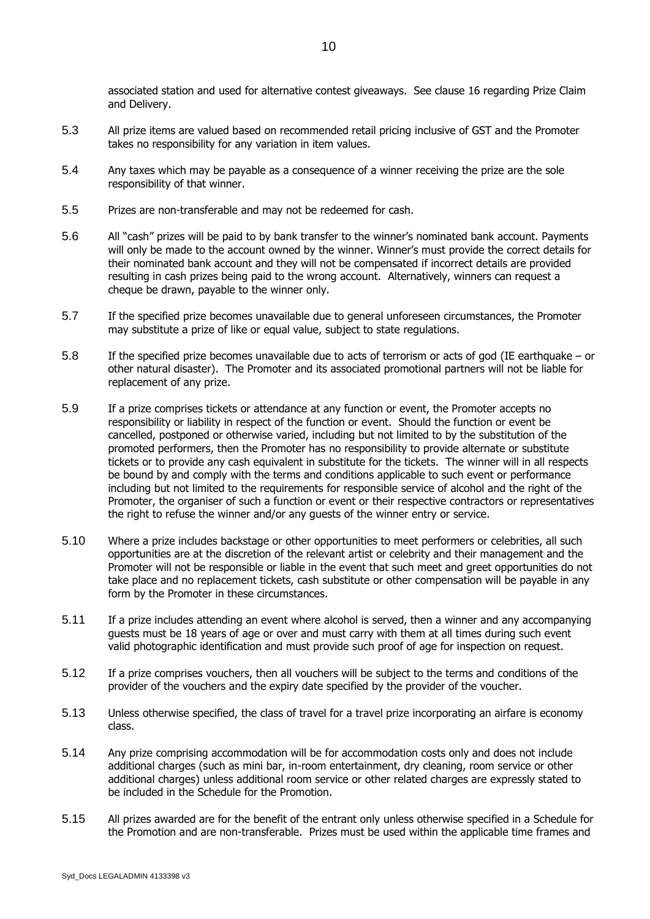associated station and used for alternative contest giveaways. See clause 16 regarding Prize Claim and Delivery.

5.3 All prize items are valued based on recommended retail pricing inclusive of GST and the Promoter takes no responsibility for any variation in item values.

5.4 Any taxes which may be payable as a consequence of a winner receiving the prize are the sole responsibility of that winner.

5.5 Prizes are non-transferable and may not be redeemed for cash.

5.6 All "cash" prizes will be paid to by bank transfer to the winner's nominated bank account. Payments will only be made to the account owned by the winner. Winner's must provide the correct details for their nominated bank account and they will not be compensated if incorrect details are provided resulting in cash prizes being paid to the wrong account. Alternatively, winners can request a cheque be drawn, payable to the winner only.

5.7 If the specified prize becomes unavailable due to general unforeseen circumstances, the Promoter may substitute a prize of like or equal value, subject to state regulations.

5.8 If the specified prize becomes unavailable due to acts of terrorism or acts of god (IE earthquake – or other natural disaster). The Promoter and its associated promotional partners will not be liable for replacement of any prize.

5.9 If a prize comprises tickets or attendance at any function or event, the Promoter accepts no responsibility or liability in respect of the function or event. Should the function or event be cancelled, postponed or otherwise varied, including but not limited to by the substitution of the promoted performers, then the Promoter has no responsibility to provide alternate or substitute tickets or to provide any cash equivalent in substitute for the tickets. The winner will in all respects be bound by and comply with the terms and conditions applicable to such event or performance including but not limited to the requirements for responsible service of alcohol and the right of the Promoter, the organiser of such a function or event or their respective contractors or representatives the right to refuse the winner and/or any guests of the winner entry or service.

5.10 Where a prize includes backstage or other opportunities to meet performers or celebrities, all such opportunities are at the discretion of the relevant artist or celebrity and their management and the Promoter will not be responsible or liable in the event that such meet and greet opportunities do not take place and no replacement tickets, cash substitute or other compensation will be payable in any form by the Promoter in these circumstances.

5.11 If a prize includes attending an event where alcohol is served, then a winner and any accompanying guests must be 18 years of age or over and must carry with them at all times during such event valid photographic identification and must provide such proof of age for inspection on request.

5.12 If a prize comprises vouchers, then all vouchers will be subject to the terms and conditions of the provider of the vouchers and the expiry date specified by the provider of the voucher.

5.13 Unless otherwise specified, the class of travel for a travel prize incorporating an airfare is economy class.

5.14 Any prize comprising accommodation will be for accommodation costs only and does not include additional charges (such as mini bar, in-room entertainment, dry cleaning, room service or other additional charges) unless additional room service or other related charges are expressly stated to be included in the Schedule for the Promotion.

5.15 All prizes awarded are for the benefit of the entrant only unless otherwise specified in a Schedule for the Promotion and are non-transferable. Prizes must be used within the applicable time frames and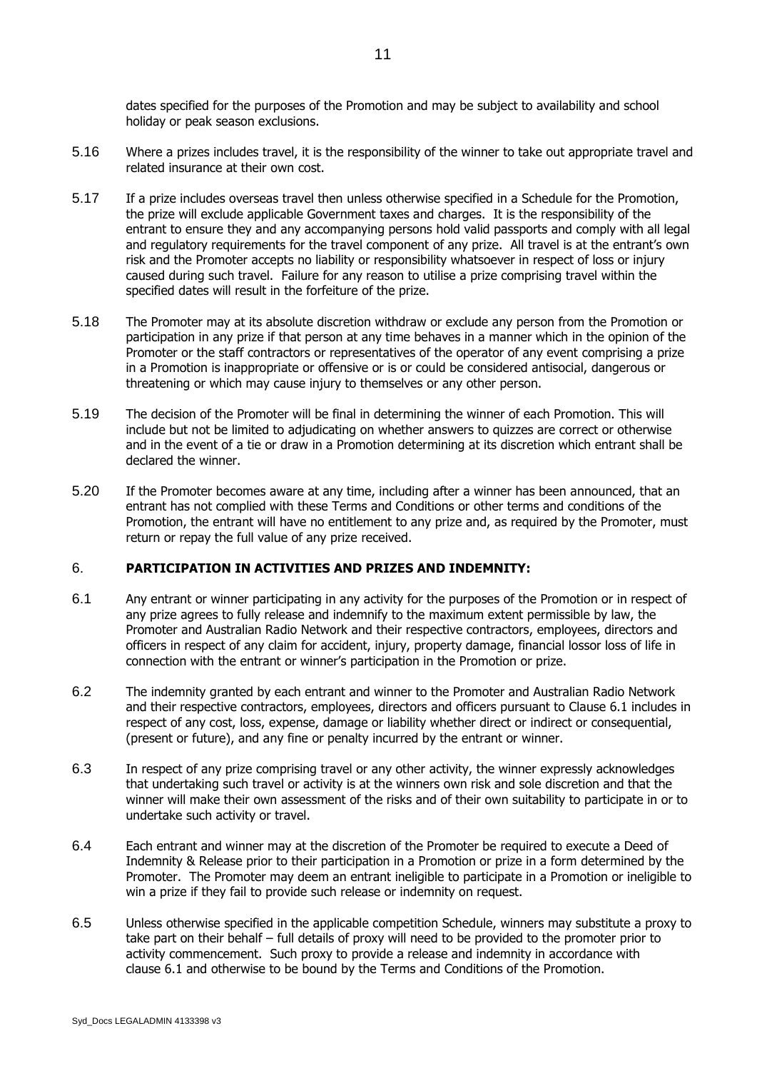dates specified for the purposes of the Promotion and may be subject to availability and school holiday or peak season exclusions.

5.16 Where a prizes includes travel, it is the responsibility of the winner to take out appropriate travel and related insurance at their own cost.

5.17 If a prize includes overseas travel then unless otherwise specified in a Schedule for the Promotion, the prize will exclude applicable Government taxes and charges. It is the responsibility of the entrant to ensure they and any accompanying persons hold valid passports and comply with all legal and regulatory requirements for the travel component of any prize. All travel is at the entrant's own risk and the Promoter accepts no liability or responsibility whatsoever in respect of loss or injury caused during such travel. Failure for any reason to utilise a prize comprising travel within the specified dates will result in the forfeiture of the prize.

5.18 The Promoter may at its absolute discretion withdraw or exclude any person from the Promotion or participation in any prize if that person at any time behaves in a manner which in the opinion of the Promoter or the staff contractors or representatives of the operator of any event comprising a prize in a Promotion is inappropriate or offensive or is or could be considered antisocial, dangerous or threatening or which may cause injury to themselves or any other person.

5.19 The decision of the Promoter will be final in determining the winner of each Promotion. This will include but not be limited to adjudicating on whether answers to quizzes are correct or otherwise and in the event of a tie or draw in a Promotion determining at its discretion which entrant shall be declared the winner.

5.20 If the Promoter becomes aware at any time, including after a winner has been announced, that an entrant has not complied with these Terms and Conditions or other terms and conditions of the Promotion, the entrant will have no entitlement to any prize and, as required by the Promoter, must return or repay the full value of any prize received.

## 6. PARTICIPATION IN ACTIVITIES AND PRIZES AND INDEMNITY:

6.1 Any entrant or winner participating in any activity for the purposes of the Promotion or in respect of any prize agrees to fully release and indemnify to the maximum extent permissible by law, the Promoter and Australian Radio Network and their respective contractors, employees, directors and officers in respect of any claim for accident, injury, property damage, financial lossor loss of life in connection with the entrant or winner's participation in the Promotion or prize.

6.2 The indemnity granted by each entrant and winner to the Promoter and Australian Radio Network and their respective contractors, employees, directors and officers pursuant to Clause 6.1 includes in respect of any cost, loss, expense, damage or liability whether direct or indirect or consequential, (present or future), and any fine or penalty incurred by the entrant or winner.

6.3 In respect of any prize comprising travel or any other activity, the winner expressly acknowledges that undertaking such travel or activity is at the winners own risk and sole discretion and that the winner will make their own assessment of the risks and of their own suitability to participate in or to undertake such activity or travel.

6.4 Each entrant and winner may at the discretion of the Promoter be required to execute a Deed of Indemnity & Release prior to their participation in a Promotion or prize in a form determined by the Promoter. The Promoter may deem an entrant ineligible to participate in a Promotion or ineligible to win a prize if they fail to provide such release or indemnity on request.

6.5 Unless otherwise specified in the applicable competition Schedule, winners may substitute a proxy to take part on their behalf – full details of proxy will need to be provided to the promoter prior to activity commencement. Such proxy to provide a release and indemnity in accordance with clause 6.1 and otherwise to be bound by the Terms and Conditions of the Promotion.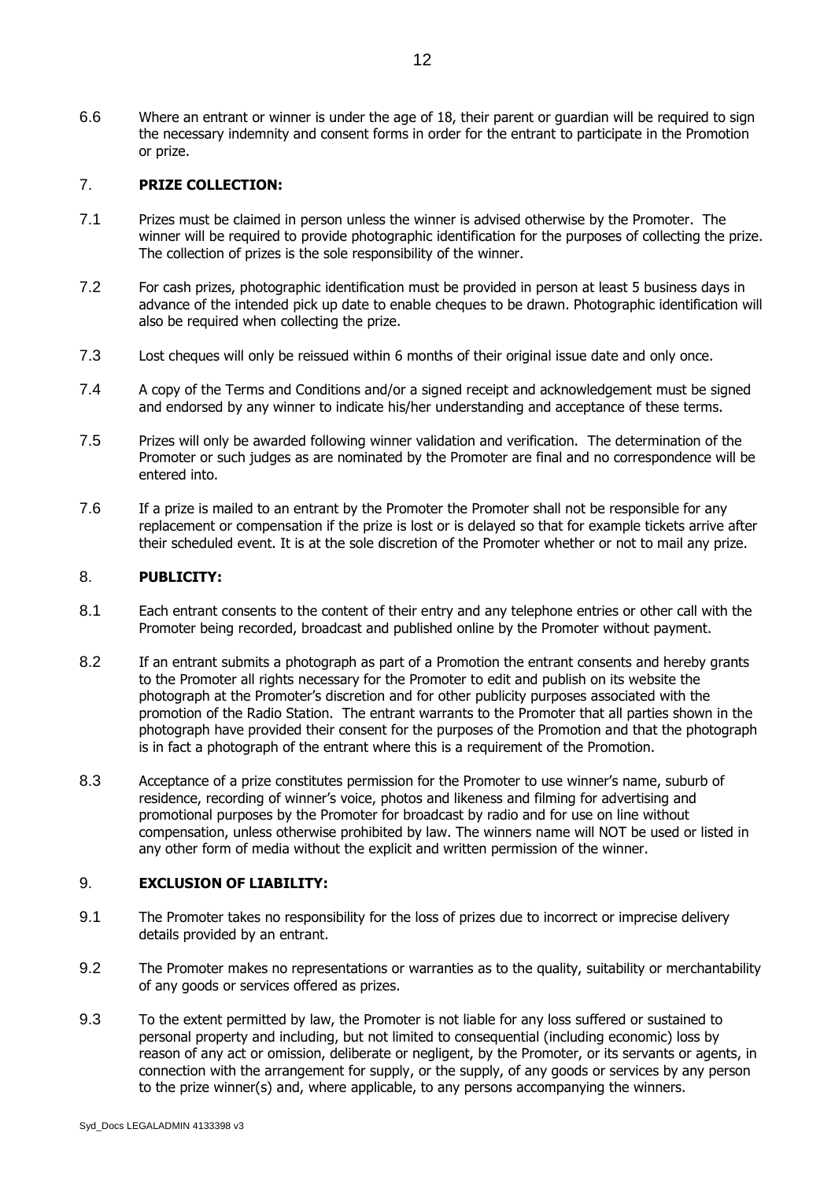6.6 Where an entrant or winner is under the age of 18, their parent or guardian will be required to sign the necessary indemnity and consent forms in order for the entrant to participate in the Promotion or prize.

## 7. **PRIZE COLLECTION:**

7.1 Prizes must be claimed in person unless the winner is advised otherwise by the Promoter. The winner will be required to provide photographic identification for the purposes of collecting the prize. The collection of prizes is the sole responsibility of the winner.

7.2 For cash prizes, photographic identification must be provided in person at least 5 business days in advance of the intended pick up date to enable cheques to be drawn. Photographic identification will also be required when collecting the prize.

7.3 Lost cheques will only be reissued within 6 months of their original issue date and only once.

7.4 A copy of the Terms and Conditions and/or a signed receipt and acknowledgement must be signed and endorsed by any winner to indicate his/her understanding and acceptance of these terms.

7.5 Prizes will only be awarded following winner validation and verification. The determination of the Promoter or such judges as are nominated by the Promoter are final and no correspondence will be entered into.

7.6 If a prize is mailed to an entrant by the Promoter the Promoter shall not be responsible for any replacement or compensation if the prize is lost or is delayed so that for example tickets arrive after their scheduled event. It is at the sole discretion of the Promoter whether or not to mail any prize.

## 8. **PUBLICITY:**

8.1 Each entrant consents to the content of their entry and any telephone entries or other call with the Promoter being recorded, broadcast and published online by the Promoter without payment.

8.2 If an entrant submits a photograph as part of a Promotion the entrant consents and hereby grants to the Promoter all rights necessary for the Promoter to edit and publish on its website the photograph at the Promoter's discretion and for other publicity purposes associated with the promotion of the Radio Station. The entrant warrants to the Promoter that all parties shown in the photograph have provided their consent for the purposes of the Promotion and that the photograph is in fact a photograph of the entrant where this is a requirement of the Promotion.

8.3 Acceptance of a prize constitutes permission for the Promoter to use winner's name, suburb of residence, recording of winner's voice, photos and likeness and filming for advertising and promotional purposes by the Promoter for broadcast by radio and for use on line without compensation, unless otherwise prohibited by law. The winners name will NOT be used or listed in any other form of media without the explicit and written permission of the winner.

## 9. **EXCLUSION OF LIABILITY:**

9.1 The Promoter takes no responsibility for the loss of prizes due to incorrect or imprecise delivery details provided by an entrant.

9.2 The Promoter makes no representations or warranties as to the quality, suitability or merchantability of any goods or services offered as prizes.

9.3 To the extent permitted by law, the Promoter is not liable for any loss suffered or sustained to personal property and including, but not limited to consequential (including economic) loss by reason of any act or omission, deliberate or negligent, by the Promoter, or its servants or agents, in connection with the arrangement for supply, or the supply, of any goods or services by any person to the prize winner(s) and, where applicable, to any persons accompanying the winners.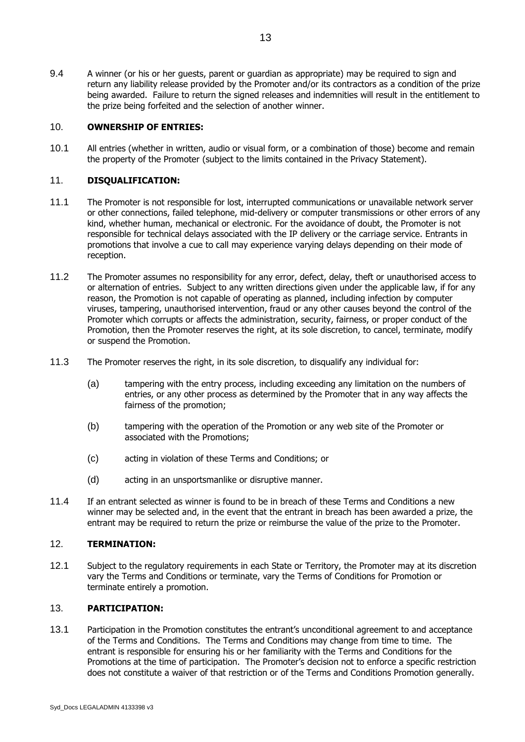9.4 A winner (or his or her guests, parent or guardian as appropriate) may be required to sign and return any liability release provided by the Promoter and/or its contractors as a condition of the prize being awarded. Failure to return the signed releases and indemnities will result in the entitlement to the prize being forfeited and the selection of another winner.

## 10. OWNERSHIP OF ENTRIES:

10.1 All entries (whether in written, audio or visual form, or a combination of those) become and remain the property of the Promoter (subject to the limits contained in the Privacy Statement).

## 11. DISQUALIFICATION:

11.1 The Promoter is not responsible for lost, interrupted communications or unavailable network server or other connections, failed telephone, mid-delivery or computer transmissions or other errors of any kind, whether human, mechanical or electronic. For the avoidance of doubt, the Promoter is not responsible for technical delays associated with the IP delivery or the carriage service. Entrants in promotions that involve a cue to call may experience varying delays depending on their mode of reception.

11.2 The Promoter assumes no responsibility for any error, defect, delay, theft or unauthorised access to or alternation of entries. Subject to any written directions given under the applicable law, if for any reason, the Promotion is not capable of operating as planned, including infection by computer viruses, tampering, unauthorised intervention, fraud or any other causes beyond the control of the Promoter which corrupts or affects the administration, security, fairness, or proper conduct of the Promotion, then the Promoter reserves the right, at its sole discretion, to cancel, terminate, modify or suspend the Promotion.

11.3 The Promoter reserves the right, in its sole discretion, to disqualify any individual for:

(a) tampering with the entry process, including exceeding any limitation on the numbers of entries, or any other process as determined by the Promoter that in any way affects the fairness of the promotion;

(b) tampering with the operation of the Promotion or any web site of the Promoter or associated with the Promotions;

(c) acting in violation of these Terms and Conditions; or

(d) acting in an unsportsmanlike or disruptive manner.

11.4 If an entrant selected as winner is found to be in breach of these Terms and Conditions a new winner may be selected and, in the event that the entrant in breach has been awarded a prize, the entrant may be required to return the prize or reimburse the value of the prize to the Promoter.

## 12. TERMINATION:

12.1 Subject to the regulatory requirements in each State or Territory, the Promoter may at its discretion vary the Terms and Conditions or terminate, vary the Terms of Conditions for Promotion or terminate entirely a promotion.

## 13. PARTICIPATION:

13.1 Participation in the Promotion constitutes the entrant's unconditional agreement to and acceptance of the Terms and Conditions. The Terms and Conditions may change from time to time. The entrant is responsible for ensuring his or her familiarity with the Terms and Conditions for the Promotions at the time of participation. The Promoter's decision not to enforce a specific restriction does not constitute a waiver of that restriction or of the Terms and Conditions Promotion generally.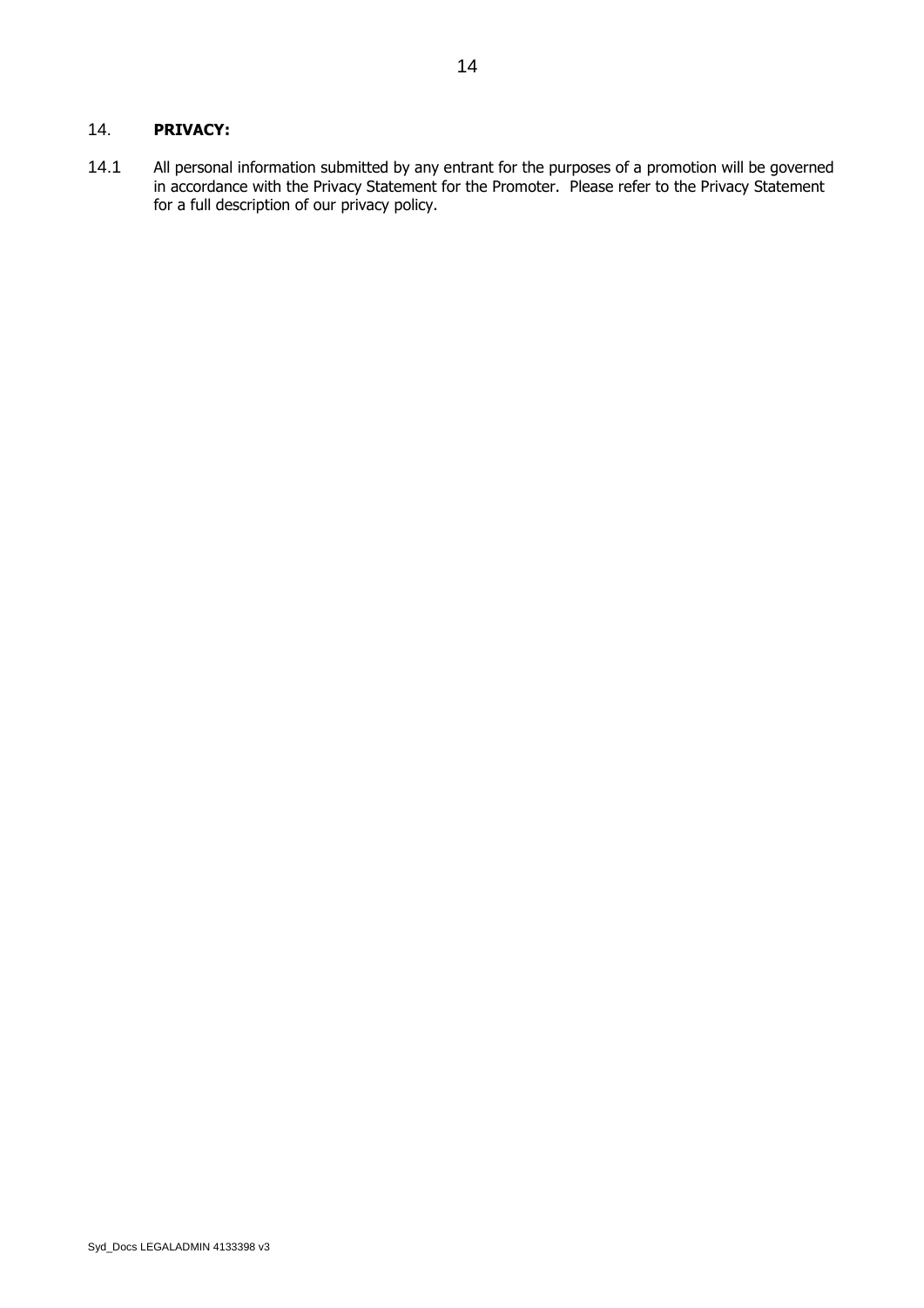## 14. **PRIVACY:**

14.1 All personal information submitted by any entrant for the purposes of a promotion will be governed in accordance with the Privacy Statement for the Promoter. Please refer to the Privacy Statement for a full description of our privacy policy.